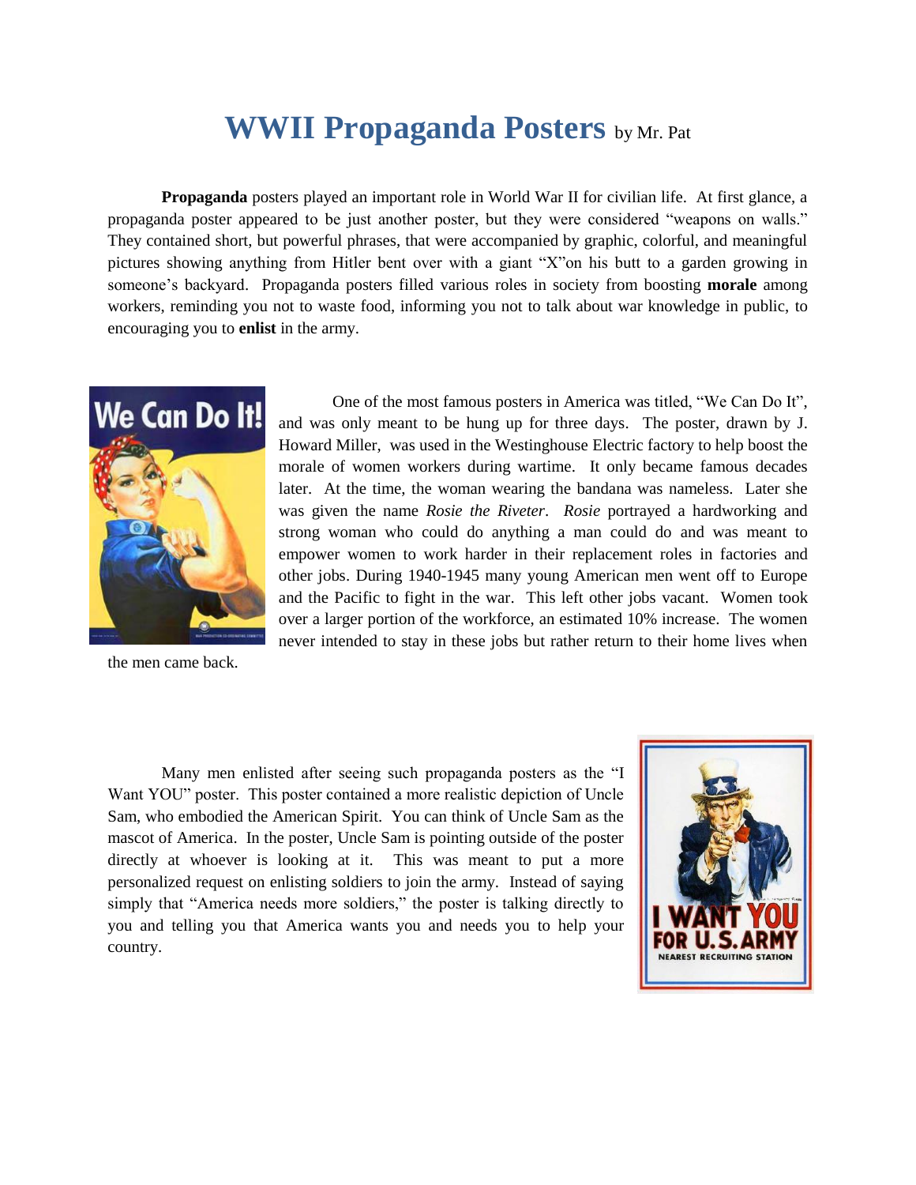# WWII Propaganda Posters by Mr. Pat

**Propaganda** posters played an important role in World War II for civilian life. At first glance, a propaganda poster appeared to be just another poster, but they were considered "weapons on walls." They contained short, but powerful phrases, that were accompanied by graphic, colorful, and meaningful pictures showing anything from Hitler bent over with a giant "X"on his butt to a garden growing in someone's backyard. Propaganda posters filled various roles in society from boosting **morale** among workers, reminding you not to waste food, informing you not to talk about war knowledge in public, to encouraging you to **enlist** in the army.

One of the most famous posters in America was titled, "We Can Do It", and was only meant to be hung up for three days. The poster, drawn by J. Howard Miller, was used in the Westinghouse Electric factory to help boost the morale of women workers during wartime. It only became famous decades later. At the time, the woman wearing the bandana was nameless. Later she was given the name *Rosie the Riveter*. *Rosie* portrayed a hardworking and strong woman who could do anything a man could do and was meant to empower women to work harder in their replacement roles in factories and other jobs. During 1940-1945 many young American men went off to Europe and the Pacific to fight in the war. This left other jobs vacant. Women took over a larger portion of the workforce, an estimated 10% increase. The women never intended to stay in these jobs but rather return to their home lives when the men came back.

Many men enlisted after seeing such propaganda posters as the "I Want YOU" poster. This poster contained a more realistic depiction of Uncle Sam, who embodied the American Spirit. You can think of Uncle Sam as the mascot of America. In the poster, Uncle Sam is pointing outside of the poster directly at whoever is looking at it. This was meant to put a more personalized request on enlisting soldiers to join the army. Instead of saying simply that "America needs more soldiers," the poster is talking directly to you and telling you that America wants you and needs you to help your country.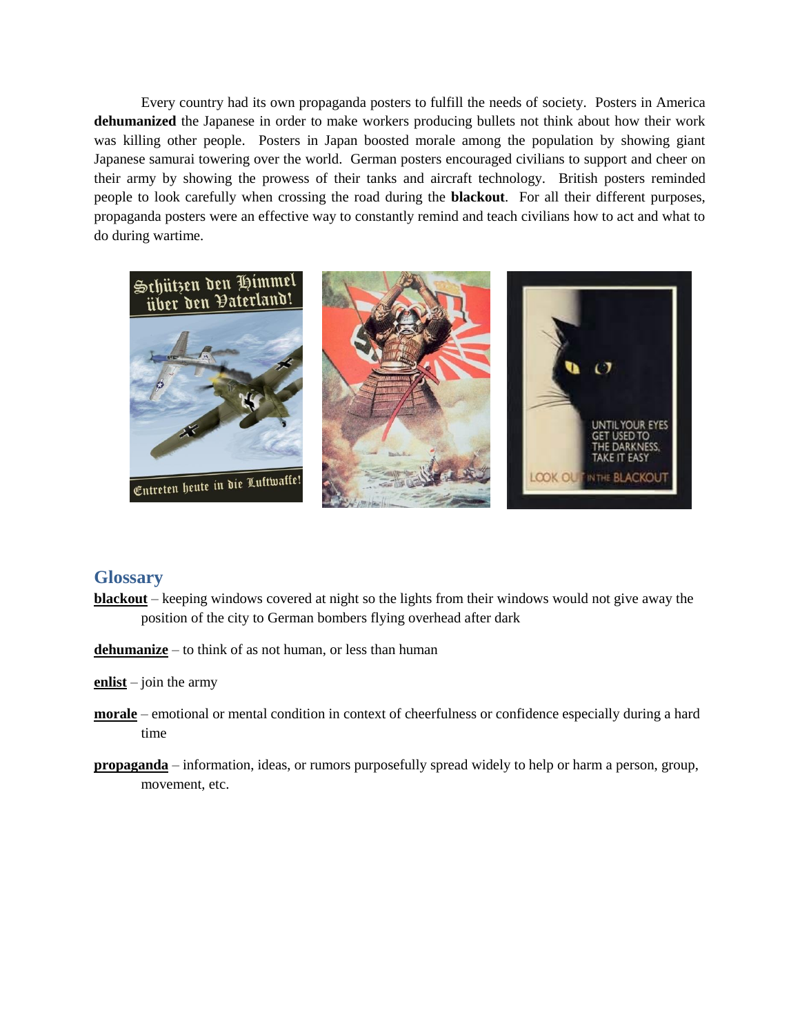Every country had its own propaganda posters to fulfill the needs of society. Posters in America **dehumanized** the Japanese in order to make workers producing bullets not think about how their work was killing other people. Posters in Japan boosted morale among the population by showing giant Japanese samurai towering over the world. German posters encouraged civilians to support and cheer on their army by showing the prowess of their tanks and aircraft technology. British posters reminded people to look carefully when crossing the road during the **blackout**. For all their different purposes, propaganda posters were an effective way to constantly remind and teach civilians how to act and what to do during wartime.

## Glossary

**blackout** – keeping windows covered at night so the lights from their windows would not give away the position of the city to German bombers flying overhead after dark

**dehumanize** – to think of as not human, or less than human

**enlist** – join the army

**morale** – emotional or mental condition in context of cheerfulness or confidence especially during a hard time

**propaganda** – information, ideas, or rumors purposefully spread widely to help or harm a person, group, movement, etc.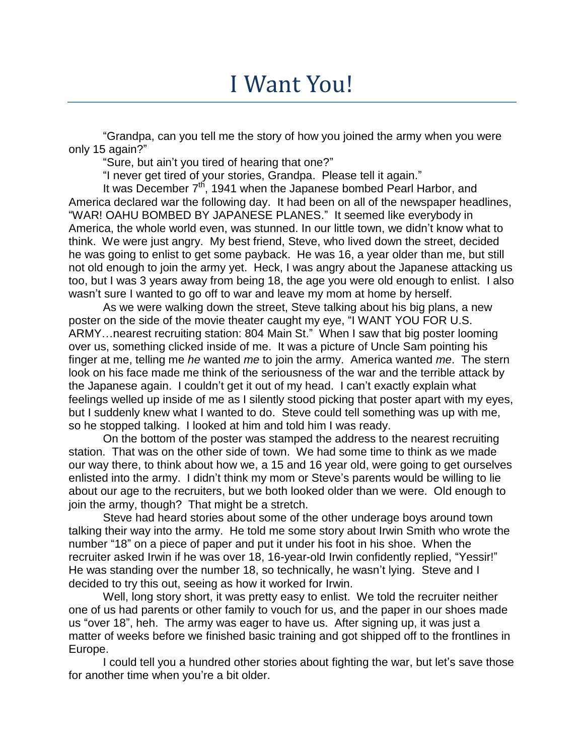# I Want You!

"Grandpa, can you tell me the story of how you joined the army when you were only 15 again?"

"Sure, but ain't you tired of hearing that one?"

"I never get tired of your stories, Grandpa. Please tell it again."

It was December 7th, 1941 when the Japanese bombed Pearl Harbor, and America declared war the following day. It had been on all of the newspaper headlines, "WAR! OAHU BOMBED BY JAPANESE PLANES." It seemed like everybody in America, the whole world even, was stunned. In our little town, we didn't know what to think. We were just angry. My best friend, Steve, who lived down the street, decided he was going to enlist to get some payback. He was 16, a year older than me, but still not old enough to join the army yet. Heck, I was angry about the Japanese attacking us too, but I was 3 years away from being 18, the age you were old enough to enlist. I also wasn't sure I wanted to go off to war and leave my mom at home by herself.

As we were walking down the street, Steve talking about his big plans, a new poster on the side of the movie theater caught my eye, "I WANT YOU FOR U.S. ARMY…nearest recruiting station: 804 Main St." When I saw that big poster looming over us, something clicked inside of me. It was a picture of Uncle Sam pointing his finger at me, telling me *he* wanted *me* to join the army. America wanted *me*. The stern look on his face made me think of the seriousness of the war and the terrible attack by the Japanese again. I couldn't get it out of my head. I can't exactly explain what feelings welled up inside of me as I silently stood picking that poster apart with my eyes, but I suddenly knew what I wanted to do. Steve could tell something was up with me, so he stopped talking. I looked at him and told him I was ready.

On the bottom of the poster was stamped the address to the nearest recruiting station. That was on the other side of town. We had some time to think as we made our way there, to think about how we, a 15 and 16 year old, were going to get ourselves enlisted into the army. I didn't think my mom or Steve's parents would be willing to lie about our age to the recruiters, but we both looked older than we were. Old enough to join the army, though? That might be a stretch.

Steve had heard stories about some of the other underage boys around town talking their way into the army. He told me some story about Irwin Smith who wrote the number "18" on a piece of paper and put it under his foot in his shoe. When the recruiter asked Irwin if he was over 18, 16-year-old Irwin confidently replied, "Yessir!" He was standing over the number 18, so technically, he wasn't lying. Steve and I decided to try this out, seeing as how it worked for Irwin.

Well, long story short, it was pretty easy to enlist. We told the recruiter neither one of us had parents or other family to vouch for us, and the paper in our shoes made us "over 18", heh. The army was eager to have us. After signing up, it was just a matter of weeks before we finished basic training and got shipped off to the frontlines in Europe.

I could tell you a hundred other stories about fighting the war, but let's save those for another time when you're a bit older.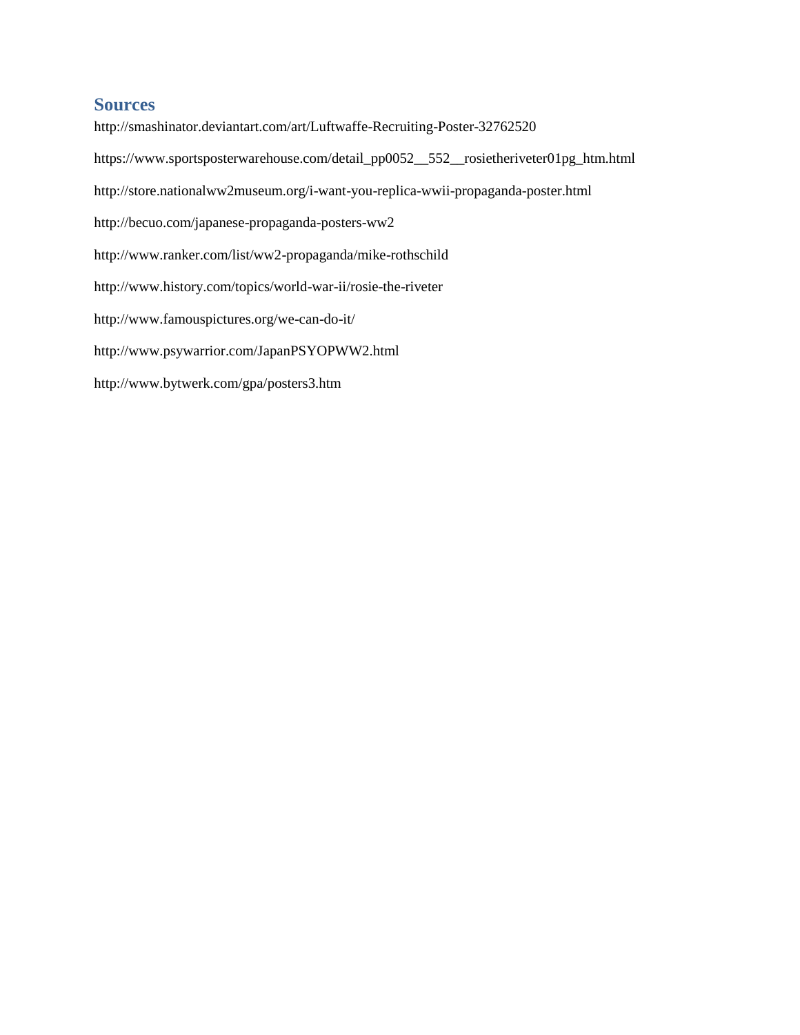## Sources

http://smashinator.deviantart.com/art/Luftwaffe-Recruiting-Poster-32762520

https://www.sportsposterwarehouse.com/detail_pp0052__552__rosietheriveter01pg_htm.html

http://store.nationalww2museum.org/i-want-you-replica-wwii-propaganda-poster.html

http://becuo.com/japanese-propaganda-posters-ww2

http://www.ranker.com/list/ww2-propaganda/mike-rothschild

http://www.history.com/topics/world-war-ii/rosie-the-riveter

http://www.famouspictures.org/we-can-do-it/

http://www.psywarrior.com/JapanPSYOPWW2.html

http://www.bytwerk.com/gpa/posters3.htm